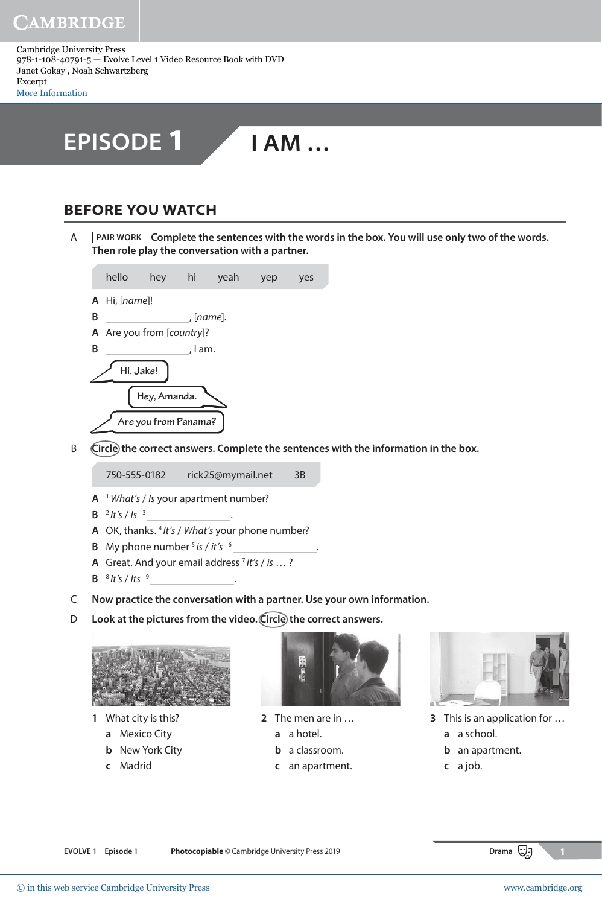Cambridge University Press
978-1-108-40791-5 — Evolve Level 1 Video Resource Book with DVD
Janet Gokay , Noah Schwartzberg
Excerpt
More Information

# EPISODE 1 I AM …

## BEFORE YOU WATCH

A **PAIR WORK** **Complete the sentences with the words in the box. You will use only two of the words. Then role play the conversation with a partner.**

| hello | hey | hi | yeah | yep | yes |
|---|---|---|---|---|---|

**A** Hi, [*name*]!
**B** ________________, [*name*].
**A** Are you from [*country*]?
**B** ________________, I am.

Hi, Jake!
Hey, Amanda.
Are you from Panama?

B **Circle the correct answers. Complete the sentences with the information in the box.**

| 750-555-0182 | rick25@mymail.net | 3B |
|---|---|---|

**A** [1] *What's / Is* your apartment number?
**B** [2] *It's / Is* [3] ________________.
**A** OK, thanks. [4] *It's / What's* your phone number?
**B** My phone number [5] *is / it's* [6] ________________.
**A** Great. And your email address [7] *it's / is* … ?
**B** [8] *It's / Its* [9] ________________.

C **Now practice the conversation with a partner. Use your own information.**

D **Look at the pictures from the video. Circle the correct answers.**

**1** What city is this?
  **a** Mexico City
  **b** New York City
  **c** Madrid

**2** The men are in …
  **a** a hotel.
  **b** a classroom.
  **c** an apartment.

**3** This is an application for …
  **a** a school.
  **b** an apartment.
  **c** a job.

EVOLVE 1 Episode 1 **Photocopiable** © Cambridge University Press 2019 Drama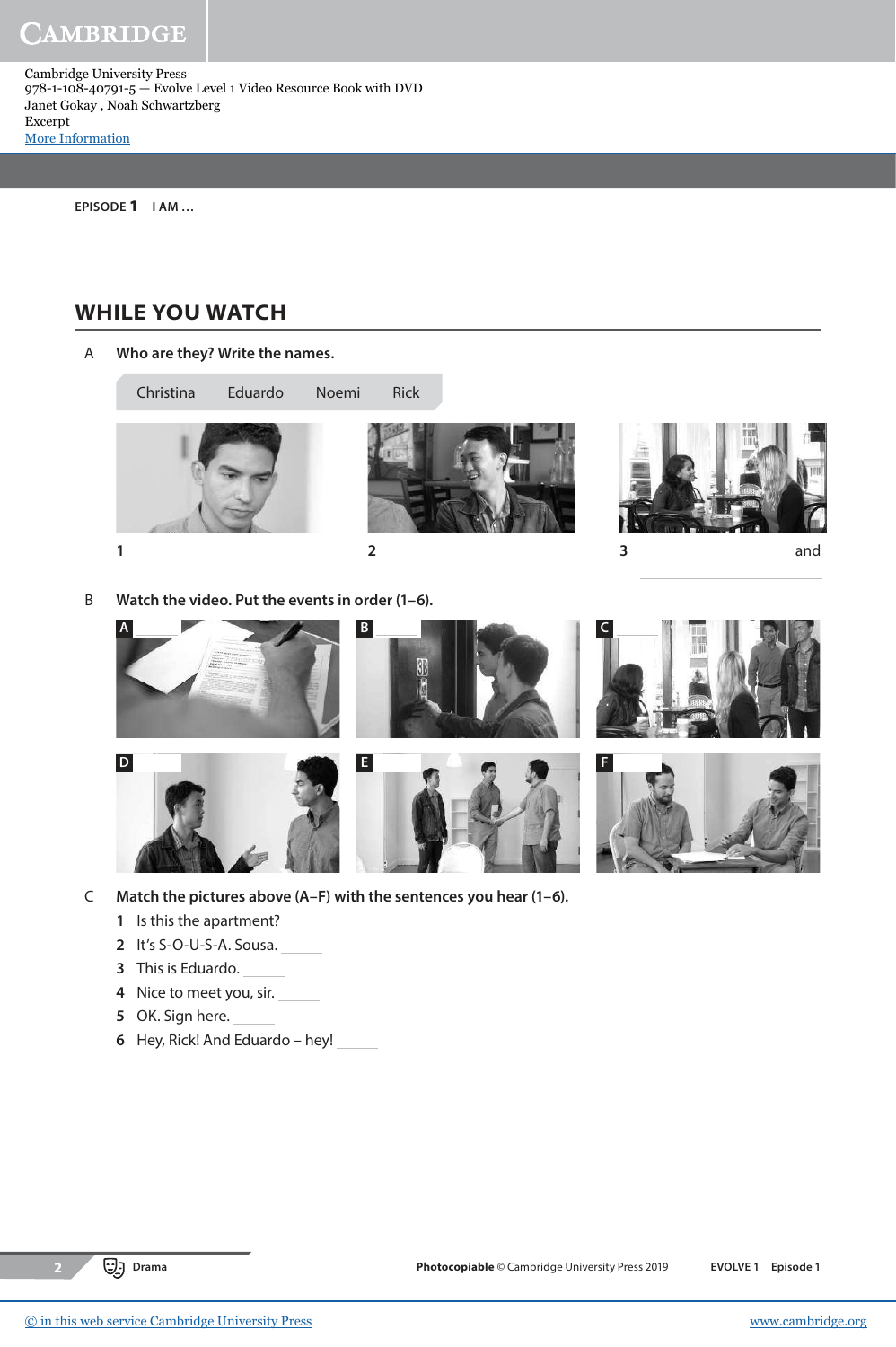EPISODE **1** I AM …

## WHILE YOU WATCH

A **Who are they? Write the names.**

Christina Eduardo Noemi Rick

**1** ____________

**2** ____________

**3** ____________ and ____________

B **Watch the video. Put the events in order (1–6).**

**A** ____ **B** ____ **C** ____

**D** ____ **E** ____ **F** ____

C **Match the pictures above (A–F) with the sentences you hear (1–6).**

**1** Is this the apartment? ____
**2** It's S-O-U-S-A. Sousa. ____
**3** This is Eduardo. ____
**4** Nice to meet you, sir. ____
**5** OK. Sign here. ____
**6** Hey, Rick! And Eduardo – hey! ____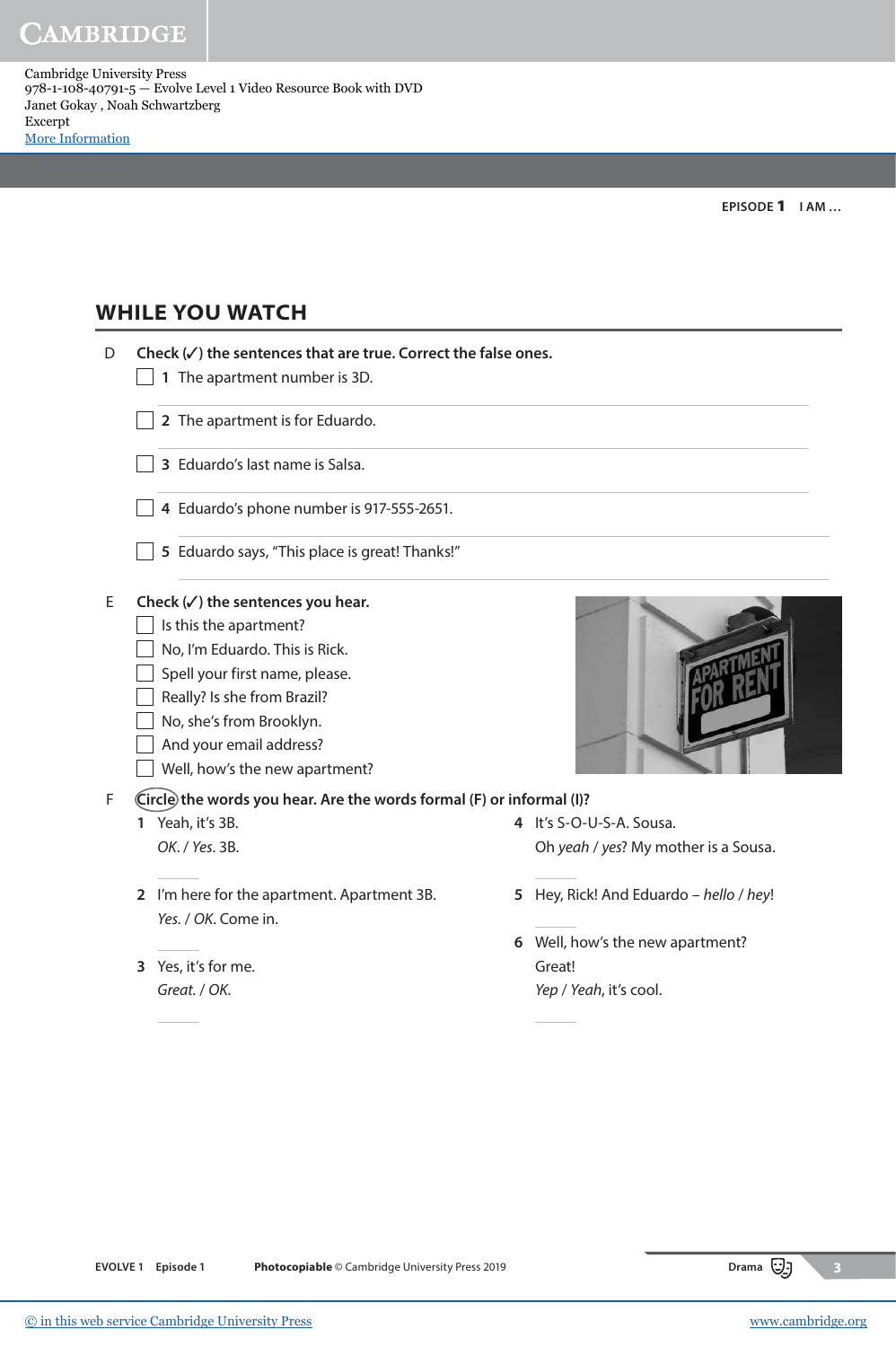## WHILE YOU WATCH

D **Check (✓) the sentences that are true. Correct the false ones.**

- ☐ **1** The apartment number is 3D.
- ☐ **2** The apartment is for Eduardo.
- ☐ **3** Eduardo's last name is Salsa.
- ☐ **4** Eduardo's phone number is 917-555-2651.
- ☐ **5** Eduardo says, "This place is great! Thanks!"

E **Check (✓) the sentences you hear.**

- ☐ Is this the apartment?
- ☐ No, I'm Eduardo. This is Rick.
- ☐ Spell your first name, please.
- ☐ Really? Is she from Brazil?
- ☐ No, she's from Brooklyn.
- ☐ And your email address?
- ☐ Well, how's the new apartment?

F **Circle the words you hear. Are the words formal (F) or informal (I)?**

**1** Yeah, it's 3B.
*OK.* / *Yes*. 3B.
\_\_\_\_

**2** I'm here for the apartment. Apartment 3B.
*Yes.* / *OK*. Come in.
\_\_\_\_

**3** Yes, it's for me.
*Great.* / *OK*.
\_\_\_\_

**4** It's S-O-U-S-A. Sousa.
Oh *yeah* / *yes*? My mother is a Sousa.
\_\_\_\_

**5** Hey, Rick! And Eduardo – *hello* / *hey*!
\_\_\_\_

**6** Well, how's the new apartment?
Great!
*Yep* / *Yeah*, it's cool.
\_\_\_\_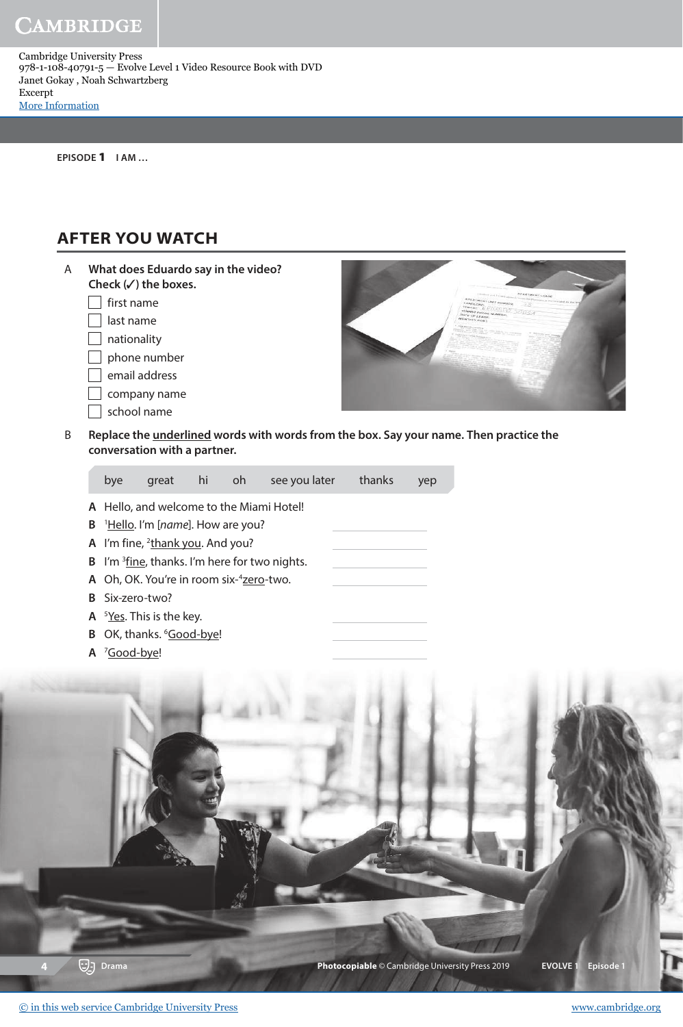EPISODE 1 I AM …

## AFTER YOU WATCH

A **What does Eduardo say in the video? Check (✓) the boxes.**

- [ ] first name
- [ ] last name
- [ ] nationality
- [ ] phone number
- [ ] email address
- [ ] company name
- [ ] school name

B **Replace the underlined words with words from the box. Say your name. Then practice the conversation with a partner.**

| | | | | | | |
|---|---|---|---|---|---|---|
| bye | great | hi | oh | see you later | thanks | yep |

**A** Hello, and welcome to the Miami Hotel!

**B** [1]Hello. I'm [*name*]. How are you? ____________

**A** I'm fine, [2]thank you. And you? ____________

**B** I'm [3]fine, thanks. I'm here for two nights. ____________

**A** Oh, OK. You're in room six-[4]zero-two. ____________

**B** Six-zero-two?

**A** [5]Yes. This is the key. ____________

**B** OK, thanks. [6]Good-bye! ____________

**A** [7]Good-bye! ____________